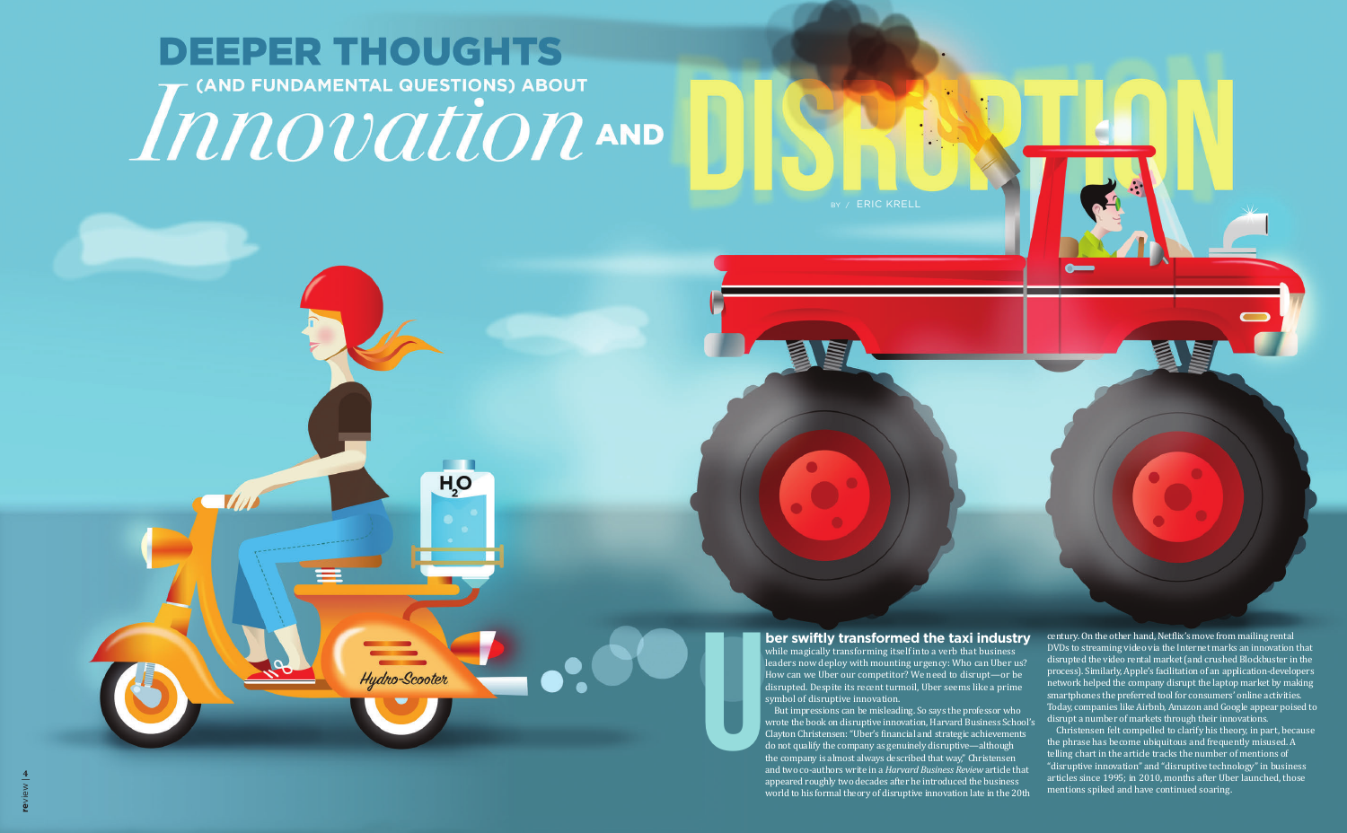# DEEPER THOUGHTS (AND FUNDAMENTAL QUESTIONS) ABOUT *Innovation* AND DISRUPTION

BY / ERIC KRELL

**Uber swiftly transformed the taxi industry** while magically transforming itself into a verb that business leaders now deploy with mounting urgency: Who can Uber us? How can we Uber our competitor? We need to disrupt—or be disrupted. Despite its recent turmoil, Uber seems like a prime symbol of disruptive innovation.

But impressions can be misleading. So says the professor who wrote the book on disruptive innovation, Harvard Business School's Clayton Christensen: "Uber's financial and strategic achievements do not qualify the company as genuinely disruptive—although the company is almost always described that way," Christensen and two co-authors write in a *Harvard Business Review* article that appeared roughly two decades after he introduced the business world to his formal theory of disruptive innovation late in the 20th century. On the other hand, Netflix's move from mailing rental DVDs to streaming video via the Internet marks an innovation that disrupted the video rental market (and crushed Blockbuster in the process). Similarly, Apple's facilitation of an application-developers network helped the company disrupt the laptop market by making smartphones the preferred tool for consumers' online activities. Today, companies like Airbnb, Amazon and Google appear poised to disrupt a number of markets through their innovations.

Christensen felt compelled to clarify his theory, in part, because the phrase has become ubiquitous and frequently misused. A telling chart in the article tracks the number of mentions of "disruptive innovation" and "disruptive technology" in business articles since 1995; in 2010, months after Uber launched, those mentions spiked and have continued soaring.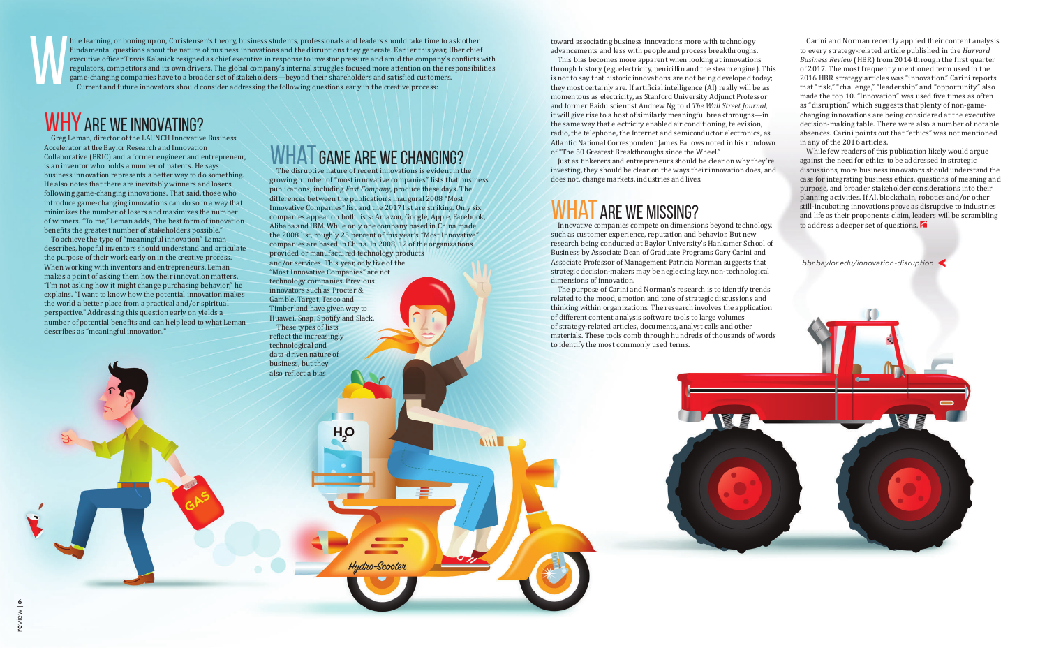While learning, or boning up on, Christensen's theory, business students, professionals and leaders should take time to ask other fundamental questions about the nature of business innovations and the disruptions they generate. Earlier this year, Uber chief executive officer Travis Kalanick resigned as chief executive in response to investor pressure and amid the company's conflicts with regulators, competitors and its own drivers. The global company's internal struggles focused more attention on the responsibilities game-changing companies have to a broader set of stakeholders—beyond their shareholders and satisfied customers.

Current and future innovators should consider addressing the following questions early in the creative process:

## WHY ARE WE INNOVATING?

Greg Leman, director of the LAUNCH Innovative Business Accelerator at the Baylor Research and Innovation Collaborative (BRIC) and a former engineer and entrepreneur, is an inventor who holds a number of patents. He says business innovation represents a better way to do something. He also notes that there are inevitably winners and losers following game-changing innovations. That said, those who introduce game-changing innovations can do so in a way that minimizes the number of losers and maximizes the number of winners. "To me," Leman adds, "the best form of innovation benefits the greatest number of stakeholders possible."

To achieve the type of "meaningful innovation" Leman describes, hopeful inventors should understand and articulate the purpose of their work early on in the creative process. When working with inventors and entrepreneurs, Leman makes a point of asking them how their innovation matters. "I'm not asking how it might change purchasing behavior," he explains. "I want to know how the potential innovation makes the world a better place from a practical and/or spiritual perspective." Addressing this question early on yields a number of potential benefits and can help lead to what Leman describes as "meaningful innovation."

## WHAT GAME ARE WE CHANGING?

The disruptive nature of recent innovations is evident in the growing number of "most innovative companies" lists that business publications, including *Fast Company*, produce these days. The differences between the publication's inaugural 2008 "Most Innovative Companies" list and the 2017 list are striking. Only six companies appear on both lists: Amazon, Google, Apple, Facebook, Alibaba and IBM. While only one company based in China made the 2008 list, roughly 25 percent of this year's "Most Innovative" companies are based in China. In 2008, 12 of the organizations provided or manufactured technology products and/or services. This year, only five of the "Most Innovative Companies" are not technology companies. Previous innovators such as Procter & Gamble, Target, Tesco and Timberland have given way to Huawei, Snap, Spotify and Slack.

These types of lists reflect the increasingly technological and data-driven nature of business, but they also reflect a bias toward associating business innovations more with technology advancements and less with people and process breakthroughs.

This bias becomes more apparent when looking at innovations through history (e.g. electricity, penicillin and the steam engine). This is not to say that historic innovations are not being developed today; they most certainly are. If artificial intelligence (AI) really will be as momentous as electricity, as Stanford University Adjunct Professor and former Baidu scientist Andrew Ng told *The Wall Street Journal*, it will give rise to a host of similarly meaningful breakthroughs—in the same way that electricity enabled air conditioning, television, radio, the telephone, the Internet and semiconductor electronics, as Atlantic National Correspondent James Fallows noted in his rundown of "The 50 Greatest Breakthroughs since the Wheel."

Just as tinkerers and entrepreneurs should be clear on why they're investing, they should be clear on the ways their innovation does, and does not, change markets, industries and lives.

## WHAT ARE WE MISSING?

Innovative companies compete on dimensions beyond technology, such as customer experience, reputation and behavior. But new research being conducted at Baylor University's Hankamer School of Business by Associate Dean of Graduate Programs Gary Carini and Associate Professor of Management Patricia Norman suggests that strategic decision-makers may be neglecting key, non-technological dimensions of innovation.

The purpose of Carini and Norman's research is to identify trends related to the mood, emotion and tone of strategic discussions and thinking within organizations. The research involves the application of different content analysis software tools to large volumes of strategy-related articles, documents, analyst calls and other materials. These tools comb through hundreds of thousands of words to identify the most commonly used terms.

Carini and Norman recently applied their content analysis to every strategy-related article published in the *Harvard Business Review* (HBR) from 2014 through the first quarter of 2017. The most frequently mentioned term used in the 2016 HBR strategy articles was "innovation." Carini reports that "risk," "challenge," "leadership" and "opportunity" also made the top 10. "Innovation" was used five times as often as "disruption," which suggests that plenty of non-game-changing innovations are being considered at the executive decision-making table. There were also a number of notable absences. Carini points out that "ethics" was not mentioned in any of the 2016 articles.

While few readers of this publication likely would argue against the need for ethics to be addressed in strategic discussions, more business innovators should understand the case for integrating business ethics, questions of meaning and purpose, and broader stakeholder considerations into their planning activities. If AI, blockchain, robotics and/or other still-incubating innovations prove as disruptive to industries and life as their proponents claim, leaders will be scrambling to address a deeper set of questions.

*bbr.baylor.edu/innovation-disruption*